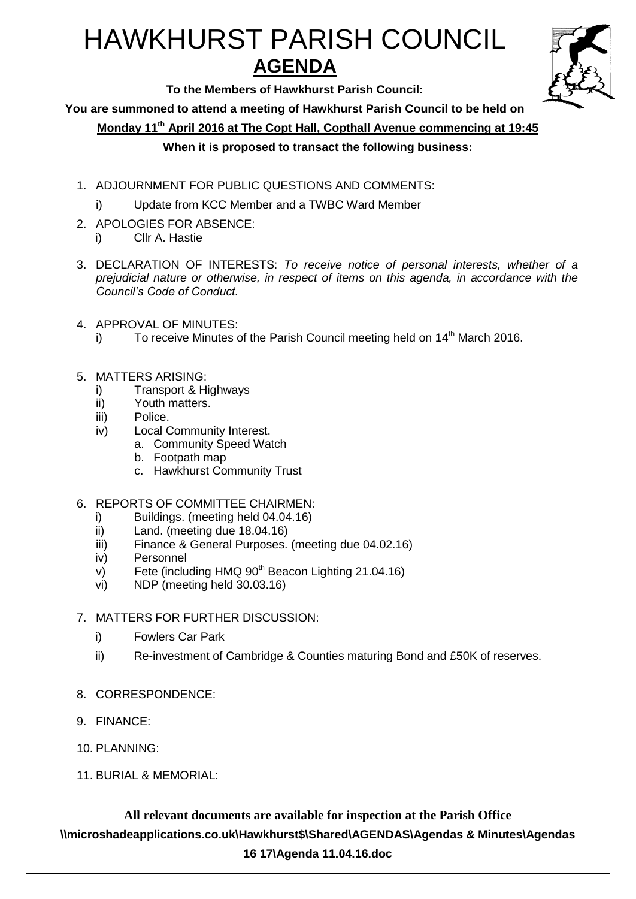# HAWKHURST PARISH COUNCIL

## AGENDA

**To the Members of Hawkhurst Parish Council:**

**You are summoned to attend a meeting of Hawkhurst Parish Council to be held on**

**Monday 11th April 2016 at The Copt Hall, Copthall Avenue commencing at 19:45**

**When it is proposed to transact the following business:**

1. ADJOURNMENT FOR PUBLIC QUESTIONS AND COMMENTS:
   i) Update from KCC Member and a TWBC Ward Member

2. APOLOGIES FOR ABSENCE:
   i) Cllr A. Hastie

3. DECLARATION OF INTERESTS: *To receive notice of personal interests, whether of a prejudicial nature or otherwise, in respect of items on this agenda, in accordance with the Council's Code of Conduct.*

4. APPROVAL OF MINUTES:
   i) To receive Minutes of the Parish Council meeting held on 14th March 2016.

5. MATTERS ARISING:
   i) Transport & Highways
   ii) Youth matters.
   iii) Police.
   iv) Local Community Interest.
      a. Community Speed Watch
      b. Footpath map
      c. Hawkhurst Community Trust

6. REPORTS OF COMMITTEE CHAIRMEN:
   i) Buildings. (meeting held 04.04.16)
   ii) Land. (meeting due 18.04.16)
   iii) Finance & General Purposes. (meeting due 04.02.16)
   iv) Personnel
   v) Fete (including HMQ 90th Beacon Lighting 21.04.16)
   vi) NDP (meeting held 30.03.16)

7. MATTERS FOR FURTHER DISCUSSION:
   i) Fowlers Car Park
   ii) Re-investment of Cambridge & Counties maturing Bond and £50K of reserves.

8. CORRESPONDENCE:

9. FINANCE:

10. PLANNING:

11. BURIAL & MEMORIAL:

**All relevant documents are available for inspection at the Parish Office**

**\\microshadeapplications.co.uk\Hawkhurst$\Shared\AGENDAS\Agendas & Minutes\Agendas 16 17\Agenda 11.04.16.doc**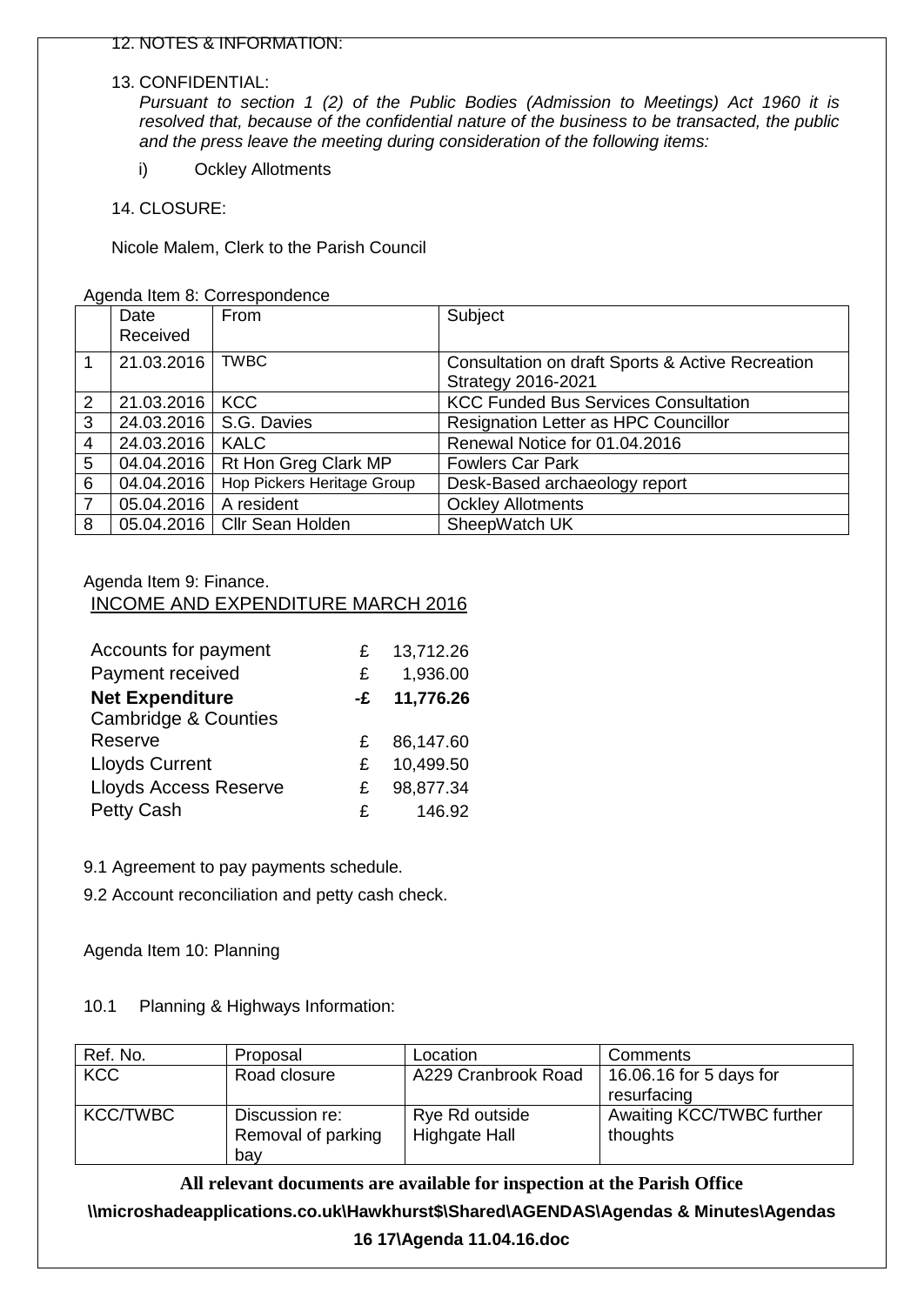12. NOTES & INFORMATION:

13. CONFIDENTIAL:
*Pursuant to section 1 (2) of the Public Bodies (Admission to Meetings) Act 1960 it is resolved that, because of the confidential nature of the business to be transacted, the public and the press leave the meeting during consideration of the following items:*

i) Ockley Allotments

14. CLOSURE:

Nicole Malem, Clerk to the Parish Council

Agenda Item 8: Correspondence

| | Date Received | From | Subject |
|---|---|---|---|
| 1 | 21.03.2016 | TWBC | Consultation on draft Sports & Active Recreation Strategy 2016-2021 |
| 2 | 21.03.2016 | KCC | KCC Funded Bus Services Consultation |
| 3 | 24.03.2016 | S.G. Davies | Resignation Letter as HPC Councillor |
| 4 | 24.03.2016 | KALC | Renewal Notice for 01.04.2016 |
| 5 | 04.04.2016 | Rt Hon Greg Clark MP | Fowlers Car Park |
| 6 | 04.04.2016 | Hop Pickers Heritage Group | Desk-Based archaeology report |
| 7 | 05.04.2016 | A resident | Ockley Allotments |
| 8 | 05.04.2016 | Cllr Sean Holden | SheepWatch UK |

Agenda Item 9: Finance.

INCOME AND EXPENDITURE MARCH 2016

| | | |
|---|---|---|
| Accounts for payment | £ | 13,712.26 |
| Payment received | £ | 1,936.00 |
| **Net Expenditure** | **-£** | **11,776.26** |
| Cambridge & Counties Reserve | £ | 86,147.60 |
| Lloyds Current | £ | 10,499.50 |
| Lloyds Access Reserve | £ | 98,877.34 |
| Petty Cash | £ | 146.92 |

9.1 Agreement to pay payments schedule.

9.2 Account reconciliation and petty cash check.

Agenda Item 10: Planning

10.1 Planning & Highways Information:

| Ref. No. | Proposal | Location | Comments |
|---|---|---|---|
| KCC | Road closure | A229 Cranbrook Road | 16.06.16 for 5 days for resurfacing |
| KCC/TWBC | Discussion re: Removal of parking bay | Rye Rd outside Highgate Hall | Awaiting KCC/TWBC further thoughts |

**All relevant documents are available for inspection at the Parish Office**

**\\microshadeapplications.co.uk\Hawkhurst$\Shared\AGENDAS\Agendas & Minutes\Agendas 16 17\Agenda 11.04.16.doc**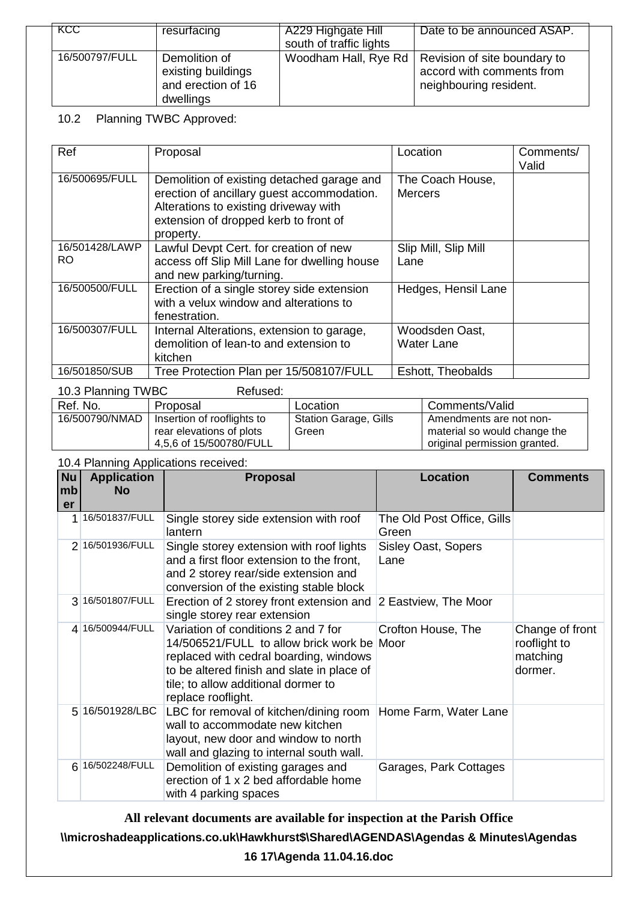| KCC | resurfacing | A229 Highgate Hill south of traffic lights | Date to be announced ASAP. |
|---|---|---|---|
| 16/500797/FULL | Demolition of existing buildings and erection of 16 dwellings | Woodham Hall, Rye Rd | Revision of site boundary to accord with comments from neighbouring resident. |

10.2 Planning TWBC Approved:

| Ref | Proposal | Location | Comments/ Valid |
|---|---|---|---|
| 16/500695/FULL | Demolition of existing detached garage and erection of ancillary guest accommodation. Alterations to existing driveway with extension of dropped kerb to front of property. | The Coach House, Mercers | |
| 16/501428/LAWPRO | Lawful Devpt Cert. for creation of new access off Slip Mill Lane for dwelling house and new parking/turning. | Slip Mill, Slip Mill Lane | |
| 16/500500/FULL | Erection of a single storey side extension with a velux window and alterations to fenestration. | Hedges, Hensil Lane | |
| 16/500307/FULL | Internal Alterations, extension to garage, demolition of lean-to and extension to kitchen | Woodsden Oast, Water Lane | |
| 16/501850/SUB | Tree Protection Plan per 15/508107/FULL | Eshott, Theobalds | |

10.3 Planning TWBC Refused:

| Ref. No. | Proposal | Location | Comments/Valid |
|---|---|---|---|
| 16/500790/NMAD | Insertion of rooflights to rear elevations of plots 4,5,6 of 15/500780/FULL | Station Garage, Gills Green | Amendments are not non-material so would change the original permission granted. |

10.4 Planning Applications received:

| Number | Application No | Proposal | Location | Comments |
|---|---|---|---|---|
| 1 | 16/501837/FULL | Single storey side extension with roof lantern | The Old Post Office, Gills Green | |
| 2 | 16/501936/FULL | Single storey extension with roof lights and a first floor extension to the front, and 2 storey rear/side extension and conversion of the existing stable block | Sisley Oast, Sopers Lane | |
| 3 | 16/501807/FULL | Erection of 2 storey front extension and single storey rear extension | 2 Eastview, The Moor | |
| 4 | 16/500944/FULL | Variation of conditions 2 and 7 for 14/506521/FULL to allow brick work be replaced with cedral boarding, windows to be altered finish and slate in place of tile; to allow additional dormer to replace rooflight. | Crofton House, The Moor | Change of front rooflight to matching dormer. |
| 5 | 16/501928/LBC | LBC for removal of kitchen/dining room wall to accommodate new kitchen layout, new door and window to north wall and glazing to internal south wall. | Home Farm, Water Lane | |
| 6 | 16/502248/FULL | Demolition of existing garages and erection of 1 x 2 bed affordable home with 4 parking spaces | Garages, Park Cottages | |

**All relevant documents are available for inspection at the Parish Office**

**\\microshadeapplications.co.uk\Hawkhurst$\Shared\AGENDAS\Agendas & Minutes\Agendas 16 17\Agenda 11.04.16.doc**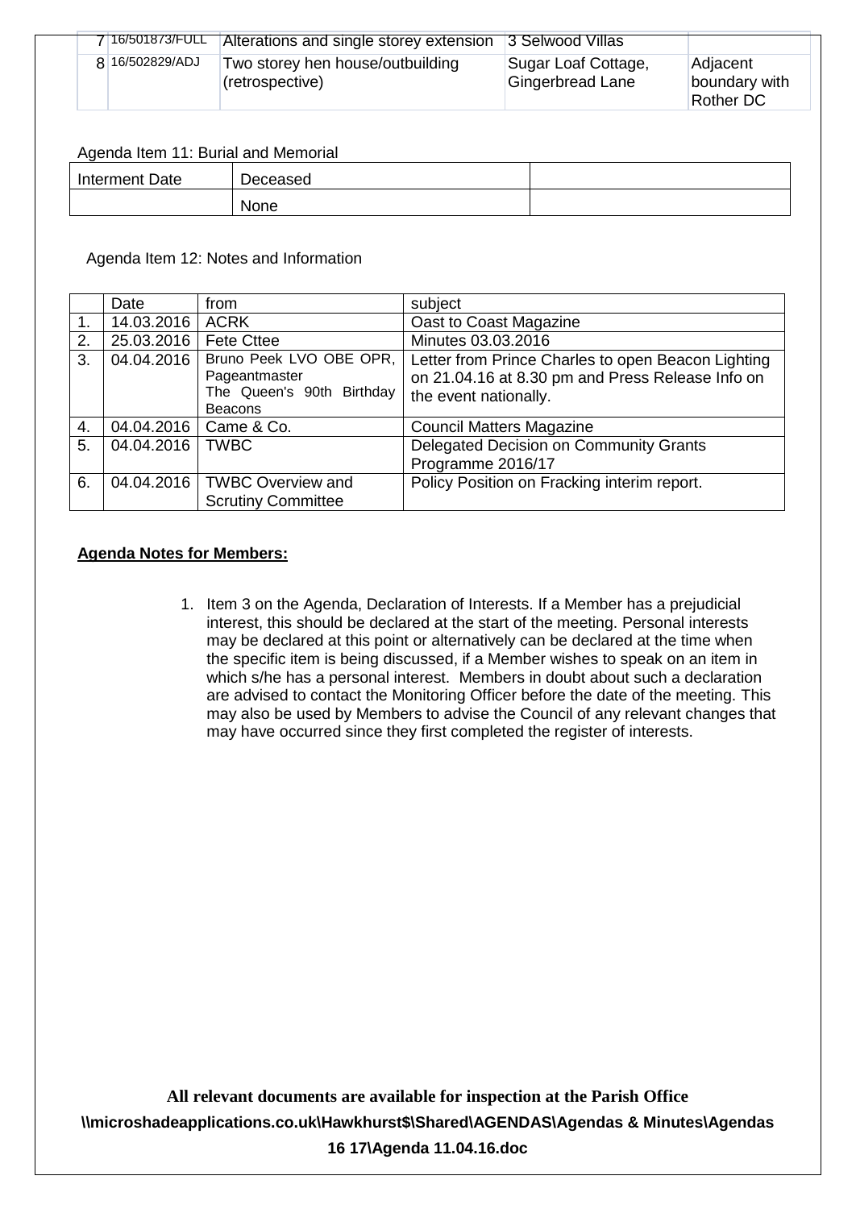| | | | | |
|---|---|---|---|---|
| 7 | 16/501873/FULL | Alterations and single storey extension | 3 Selwood Villas | |
| 8 | 16/502829/ADJ | Two storey hen house/outbuilding (retrospective) | Sugar Loaf Cottage, Gingerbread Lane | Adjacent boundary with Rother DC |

Agenda Item 11: Burial and Memorial

| Interment Date | Deceased | |
|---|---|---|
| | None | |

Agenda Item 12: Notes and Information

| | Date | from | subject |
|---|---|---|---|
| 1. | 14.03.2016 | ACRK | Oast to Coast Magazine |
| 2. | 25.03.2016 | Fete Cttee | Minutes 03.03.2016 |
| 3. | 04.04.2016 | Bruno Peek LVO OBE OPR, Pageantmaster The Queen's 90th Birthday Beacons | Letter from Prince Charles to open Beacon Lighting on 21.04.16 at 8.30 pm and Press Release Info on the event nationally. |
| 4. | 04.04.2016 | Came & Co. | Council Matters Magazine |
| 5. | 04.04.2016 | TWBC | Delegated Decision on Community Grants Programme 2016/17 |
| 6. | 04.04.2016 | TWBC Overview and Scrutiny Committee | Policy Position on Fracking interim report. |

**Agenda Notes for Members:**

1. Item 3 on the Agenda, Declaration of Interests. If a Member has a prejudicial interest, this should be declared at the start of the meeting. Personal interests may be declared at this point or alternatively can be declared at the time when the specific item is being discussed, if a Member wishes to speak on an item in which s/he has a personal interest. Members in doubt about such a declaration are advised to contact the Monitoring Officer before the date of the meeting. This may also be used by Members to advise the Council of any relevant changes that may have occurred since they first completed the register of interests.

**All relevant documents are available for inspection at the Parish Office**

**\\microshadeapplications.co.uk\Hawkhurst$\Shared\AGENDAS\Agendas & Minutes\Agendas 16 17\Agenda 11.04.16.doc**